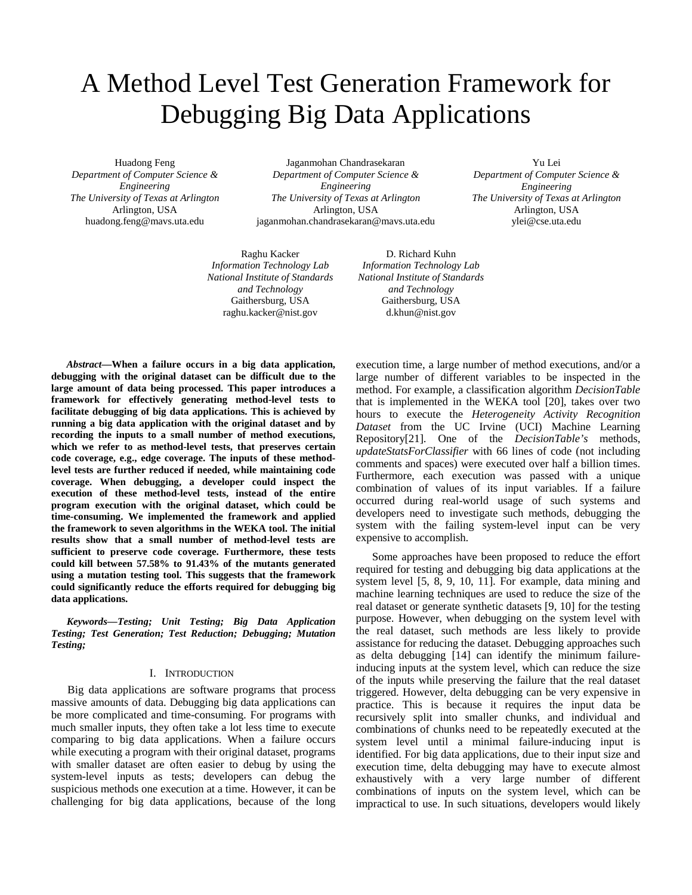# A Method Level Test Generation Framework for Debugging Big Data Applications

Huadong Feng
*Department of Computer Science & Engineering*
*The University of Texas at Arlington*
Arlington, USA
huadong.feng@mavs.uta.edu

Jaganmohan Chandrasekaran
*Department of Computer Science & Engineering*
*The University of Texas at Arlington*
Arlington, USA
jaganmohan.chandrasekaran@mavs.uta.edu

Yu Lei
*Department of Computer Science & Engineering*
*The University of Texas at Arlington*
Arlington, USA
ylei@cse.uta.edu

Raghu Kacker
*Information Technology Lab*
*National Institute of Standards and Technology*
Gaithersburg, USA
raghu.kacker@nist.gov

D. Richard Kuhn
*Information Technology Lab*
*National Institute of Standards and Technology*
Gaithersburg, USA
d.khun@nist.gov

***Abstract*—When a failure occurs in a big data application, debugging with the original dataset can be difficult due to the large amount of data being processed. This paper introduces a framework for effectively generating method-level tests to facilitate debugging of big data applications. This is achieved by running a big data application with the original dataset and by recording the inputs to a small number of method executions, which we refer to as method-level tests, that preserves certain code coverage, e.g., edge coverage. The inputs of these method-level tests are further reduced if needed, while maintaining code coverage. When debugging, a developer could inspect the execution of these method-level tests, instead of the entire program execution with the original dataset, which could be time-consuming. We implemented the framework and applied the framework to seven algorithms in the WEKA tool. The initial results show that a small number of method-level tests are sufficient to preserve code coverage. Furthermore, these tests could kill between 57.58% to 91.43% of the mutants generated using a mutation testing tool. This suggests that the framework could significantly reduce the efforts required for debugging big data applications.**

***Keywords*—*Testing; Unit Testing; Big Data Application Testing; Test Generation; Test Reduction; Debugging; Mutation Testing;***

## I. Introduction

Big data applications are software programs that process massive amounts of data. Debugging big data applications can be more complicated and time-consuming. For programs with much smaller inputs, they often take a lot less time to execute comparing to big data applications. When a failure occurs while executing a program with their original dataset, programs with smaller dataset are often easier to debug by using the system-level inputs as tests; developers can debug the suspicious methods one execution at a time. However, it can be challenging for big data applications, because of the long execution time, a large number of method executions, and/or a large number of different variables to be inspected in the method. For example, a classification algorithm *DecisionTable* that is implemented in the WEKA tool [20], takes over two hours to execute the *Heterogeneity Activity Recognition Dataset* from the UC Irvine (UCI) Machine Learning Repository[21]. One of the *DecisionTable's* methods, *updateStatsForClassifier* with 66 lines of code (not including comments and spaces) were executed over half a billion times. Furthermore, each execution was passed with a unique combination of values of its input variables. If a failure occurred during real-world usage of such systems and developers need to investigate such methods, debugging the system with the failing system-level input can be very expensive to accomplish.

Some approaches have been proposed to reduce the effort required for testing and debugging big data applications at the system level [5, 8, 9, 10, 11]. For example, data mining and machine learning techniques are used to reduce the size of the real dataset or generate synthetic datasets [9, 10] for the testing purpose. However, when debugging on the system level with the real dataset, such methods are less likely to provide assistance for reducing the dataset. Debugging approaches such as delta debugging [14] can identify the minimum failure-inducing inputs at the system level, which can reduce the size of the inputs while preserving the failure that the real dataset triggered. However, delta debugging can be very expensive in practice. This is because it requires the input data be recursively split into smaller chunks, and individual and combinations of chunks need to be repeatedly executed at the system level until a minimal failure-inducing input is identified. For big data applications, due to their input size and execution time, delta debugging may have to execute almost exhaustively with a very large number of different combinations of inputs on the system level, which can be impractical to use. In such situations, developers would likely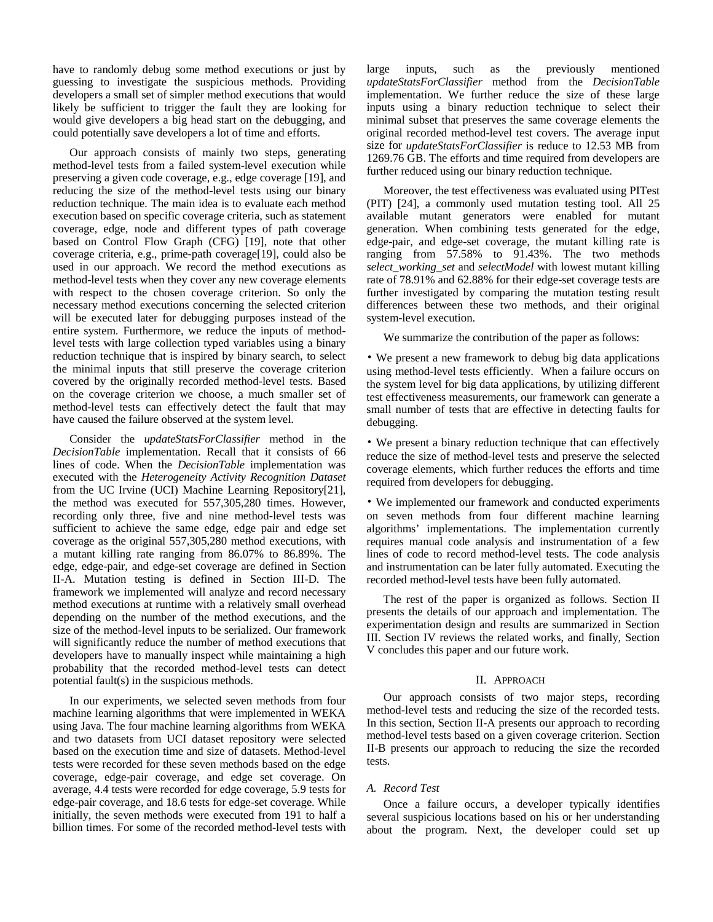have to randomly debug some method executions or just by guessing to investigate the suspicious methods. Providing developers a small set of simpler method executions that would likely be sufficient to trigger the fault they are looking for would give developers a big head start on the debugging, and could potentially save developers a lot of time and efforts.

Our approach consists of mainly two steps, generating method-level tests from a failed system-level execution while preserving a given code coverage, e.g., edge coverage [19], and reducing the size of the method-level tests using our binary reduction technique. The main idea is to evaluate each method execution based on specific coverage criteria, such as statement coverage, edge, node and different types of path coverage based on Control Flow Graph (CFG) [19], note that other coverage criteria, e.g., prime-path coverage[19], could also be used in our approach. We record the method executions as method-level tests when they cover any new coverage elements with respect to the chosen coverage criterion. So only the necessary method executions concerning the selected criterion will be executed later for debugging purposes instead of the entire system. Furthermore, we reduce the inputs of method-level tests with large collection typed variables using a binary reduction technique that is inspired by binary search, to select the minimal inputs that still preserve the coverage criterion covered by the originally recorded method-level tests. Based on the coverage criterion we choose, a much smaller set of method-level tests can effectively detect the fault that may have caused the failure observed at the system level.

Consider the *updateStatsForClassifier* method in the *DecisionTable* implementation. Recall that it consists of 66 lines of code. When the *DecisionTable* implementation was executed with the *Heterogeneity Activity Recognition Dataset* from the UC Irvine (UCI) Machine Learning Repository[21], the method was executed for 557,305,280 times. However, recording only three, five and nine method-level tests was sufficient to achieve the same edge, edge pair and edge set coverage as the original 557,305,280 method executions, with a mutant killing rate ranging from 86.07% to 86.89%. The edge, edge-pair, and edge-set coverage are defined in Section II-A. Mutation testing is defined in Section III-D. The framework we implemented will analyze and record necessary method executions at runtime with a relatively small overhead depending on the number of the method executions, and the size of the method-level inputs to be serialized. Our framework will significantly reduce the number of method executions that developers have to manually inspect while maintaining a high probability that the recorded method-level tests can detect potential fault(s) in the suspicious methods.

In our experiments, we selected seven methods from four machine learning algorithms that were implemented in WEKA using Java. The four machine learning algorithms from WEKA and two datasets from UCI dataset repository were selected based on the execution time and size of datasets. Method-level tests were recorded for these seven methods based on the edge coverage, edge-pair coverage, and edge set coverage. On average, 4.4 tests were recorded for edge coverage, 5.9 tests for edge-pair coverage, and 18.6 tests for edge-set coverage. While initially, the seven methods were executed from 191 to half a billion times. For some of the recorded method-level tests with large inputs, such as the previously mentioned *updateStatsForClassifier* method from the *DecisionTable* implementation. We further reduce the size of these large inputs using a binary reduction technique to select their minimal subset that preserves the same coverage elements the original recorded method-level test covers. The average input size for *updateStatsForClassifier* is reduce to 12.53 MB from 1269.76 GB. The efforts and time required from developers are further reduced using our binary reduction technique.

Moreover, the test effectiveness was evaluated using PITest (PIT) [24], a commonly used mutation testing tool. All 25 available mutant generators were enabled for mutant generation. When combining tests generated for the edge, edge-pair, and edge-set coverage, the mutant killing rate is ranging from 57.58% to 91.43%. The two methods *select_working_set* and *selectModel* with lowest mutant killing rate of 78.91% and 62.88% for their edge-set coverage tests are further investigated by comparing the mutation testing result differences between these two methods, and their original system-level execution.

We summarize the contribution of the paper as follows:

- We present a new framework to debug big data applications using method-level tests efficiently. When a failure occurs on the system level for big data applications, by utilizing different test effectiveness measurements, our framework can generate a small number of tests that are effective in detecting faults for debugging.
- We present a binary reduction technique that can effectively reduce the size of method-level tests and preserve the selected coverage elements, which further reduces the efforts and time required from developers for debugging.
- We implemented our framework and conducted experiments on seven methods from four different machine learning algorithms' implementations. The implementation currently requires manual code analysis and instrumentation of a few lines of code to record method-level tests. The code analysis and instrumentation can be later fully automated. Executing the recorded method-level tests have been fully automated.

The rest of the paper is organized as follows. Section II presents the details of our approach and implementation. The experimentation design and results are summarized in Section III. Section IV reviews the related works, and finally, Section V concludes this paper and our future work.

## II. Approach

Our approach consists of two major steps, recording method-level tests and reducing the size of the recorded tests. In this section, Section II-A presents our approach to recording method-level tests based on a given coverage criterion. Section II-B presents our approach to reducing the size the recorded tests.

### A. Record Test

Once a failure occurs, a developer typically identifies several suspicious locations based on his or her understanding about the program. Next, the developer could set up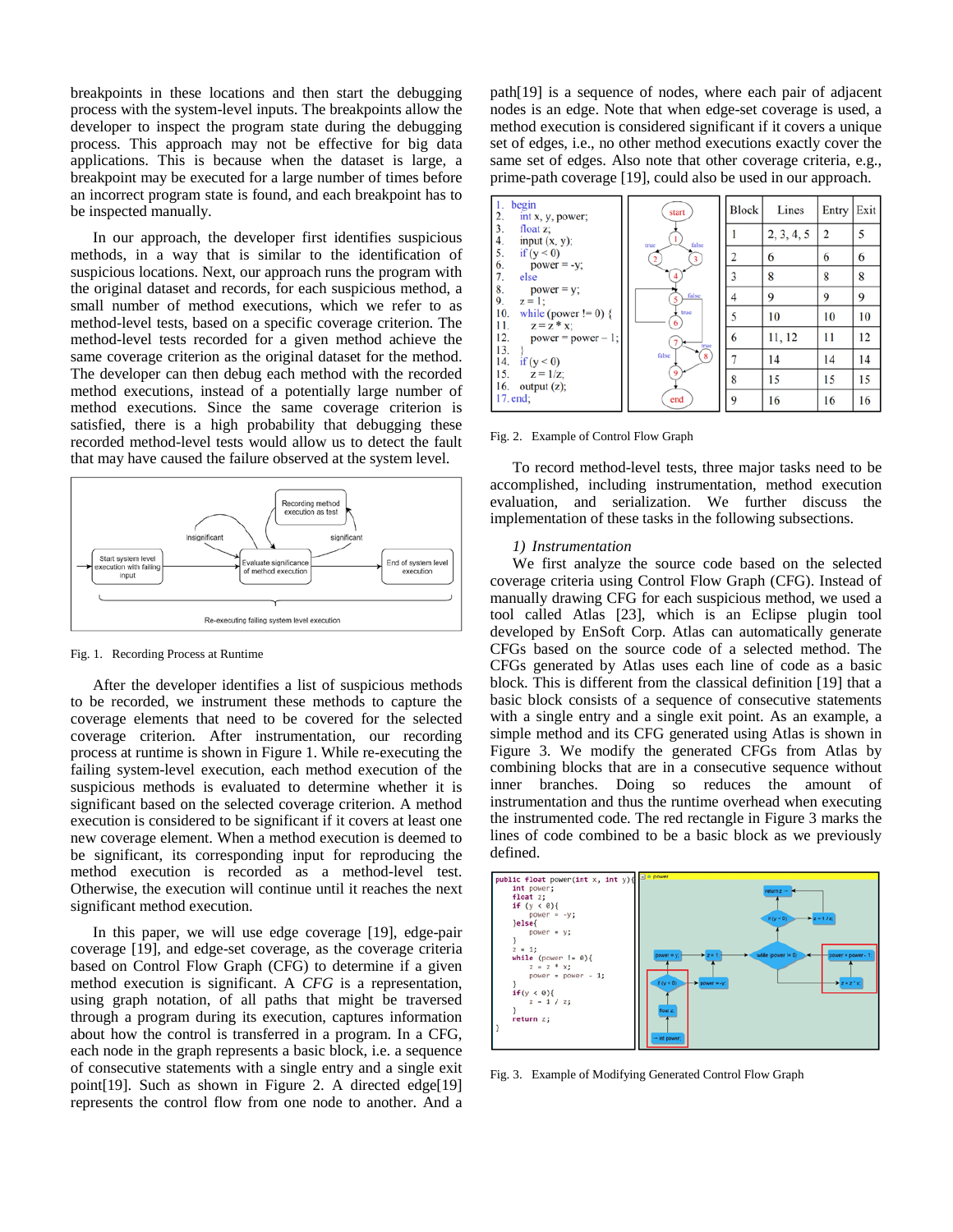breakpoints in these locations and then start the debugging process with the system-level inputs. The breakpoints allow the developer to inspect the program state during the debugging process. This approach may not be effective for big data applications. This is because when the dataset is large, a breakpoint may be executed for a large number of times before an incorrect program state is found, and each breakpoint has to be inspected manually.

In our approach, the developer first identifies suspicious methods, in a way that is similar to the identification of suspicious locations. Next, our approach runs the program with the original dataset and records, for each suspicious method, a small number of method executions, which we refer to as method-level tests, based on a specific coverage criterion. The method-level tests recorded for a given method achieve the same coverage criterion as the original dataset for the method. The developer can then debug each method with the recorded method executions, instead of a potentially large number of method executions. Since the same coverage criterion is satisfied, there is a high probability that debugging these recorded method-level tests would allow us to detect the fault that may have caused the failure observed at the system level.

Fig. 1. Recording Process at Runtime

After the developer identifies a list of suspicious methods to be recorded, we instrument these methods to capture the coverage elements that need to be covered for the selected coverage criterion. After instrumentation, our recording process at runtime is shown in Figure 1. While re-executing the failing system-level execution, each method execution of the suspicious methods is evaluated to determine whether it is significant based on the selected coverage criterion. A method execution is considered to be significant if it covers at least one new coverage element. When a method execution is deemed to be significant, its corresponding input for reproducing the method execution is recorded as a method-level test. Otherwise, the execution will continue until it reaches the next significant method execution.

In this paper, we will use edge coverage [19], edge-pair coverage [19], and edge-set coverage, as the coverage criteria based on Control Flow Graph (CFG) to determine if a given method execution is significant. A *CFG* is a representation, using graph notation, of all paths that might be traversed through a program during its execution, captures information about how the control is transferred in a program. In a CFG, each node in the graph represents a basic block, i.e. a sequence of consecutive statements with a single entry and a single exit point[19]. Such as shown in Figure 2. A directed edge[19] represents the control flow from one node to another. And a path[19] is a sequence of nodes, where each pair of adjacent nodes is an edge. Note that when edge-set coverage is used, a method execution is considered significant if it covers a unique set of edges, i.e., no other method executions exactly cover the same set of edges. Also note that other coverage criteria, e.g., prime-path coverage [19], could also be used in our approach.

```
1.  begin
2.    int x, y, power;
3.    float z;
4.    input (x, y);
5.    if (y < 0)
6.       power = -y;
7.    else
8.       power = y;
9.    z = 1;
10.   while (power != 0) {
11.      z = z * x;
12.      power = power – 1;
13.   }
14.   if (y < 0)
15.      z = 1/z;
16.   output (z);
17. end;
```

| Block | Lines | Entry | Exit |
|---|---|---|---|
| 1 | 2, 3, 4, 5 | 2 | 5 |
| 2 | 6 | 6 | 6 |
| 3 | 8 | 8 | 8 |
| 4 | 9 | 9 | 9 |
| 5 | 10 | 10 | 10 |
| 6 | 11, 12 | 11 | 12 |
| 7 | 14 | 14 | 14 |
| 8 | 15 | 15 | 15 |
| 9 | 16 | 16 | 16 |

Fig. 2. Example of Control Flow Graph

To record method-level tests, three major tasks need to be accomplished, including instrumentation, method execution evaluation, and serialization. We further discuss the implementation of these tasks in the following subsections.

*1) Instrumentation*

We first analyze the source code based on the selected coverage criteria using Control Flow Graph (CFG). Instead of manually drawing CFG for each suspicious method, we used a tool called Atlas [23], which is an Eclipse plugin tool developed by EnSoft Corp. Atlas can automatically generate CFGs based on the source code of a selected method. The CFGs generated by Atlas uses each line of code as a basic block. This is different from the classical definition [19] that a basic block consists of a sequence of consecutive statements with a single entry and a single exit point. As an example, a simple method and its CFG generated using Atlas is shown in Figure 3. We modify the generated CFGs from Atlas by combining blocks that are in a consecutive sequence without inner branches. Doing so reduces the amount of instrumentation and thus the runtime overhead when executing the instrumented code. The red rectangle in Figure 3 marks the lines of code combined to be a basic block as we previously defined.

```
public float power(int x, int y){
    int power;
    float z;
    if (y < 0){
        power = -y;
    }else{
        power = y;
    }
    z = 1;
    while (power != 0){
        z = z * x;
        power = power - 1;
    }
    if(y < 0){
        z = 1 / z;
    }
    return z;
}
```

Fig. 3. Example of Modifying Generated Control Flow Graph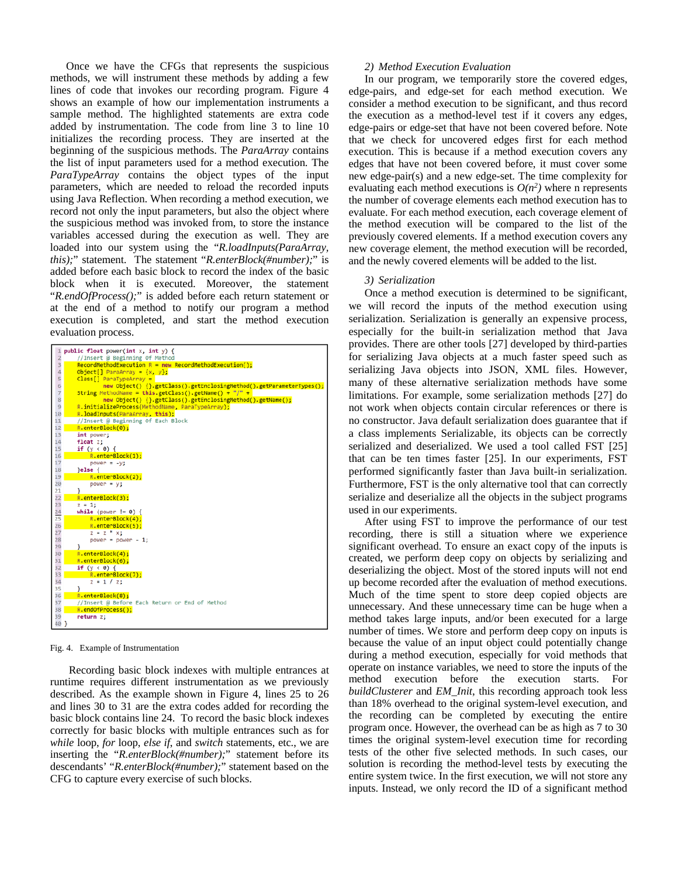Once we have the CFGs that represents the suspicious methods, we will instrument these methods by adding a few lines of code that invokes our recording program. Figure 4 shows an example of how our implementation instruments a sample method. The highlighted statements are extra code added by instrumentation. The code from line 3 to line 10 initializes the recording process. They are inserted at the beginning of the suspicious methods. The *ParaArray* contains the list of input parameters used for a method execution. The *ParaTypeArray* contains the object types of the input parameters, which are needed to reload the recorded inputs using Java Reflection. When recording a method execution, we record not only the input parameters, but also the object where the suspicious method was invoked from, to store the instance variables accessed during the execution as well. They are loaded into our system using the "*R.loadInputs(ParaArray, this);*" statement. The statement "*R.enterBlock(#number);*" is added before each basic block to record the index of the basic block when it is executed. Moreover, the statement "*R.endOfProcess();*" is added before each return statement or at the end of a method to notify our program a method execution is completed, and start the method execution evaluation process.

```
1  public float power(int x, int y) {
2      //Insert @ Beginning Of Method
3      RecordMethodExecution R = new RecordMethodExecution();
4      Object[] ParaArray = {x, y};
5      Class[] ParaTypeArray =
6              new Object() {}.getClass().getEnclosingMethod().getParameterTypes();
7      String MethodName = this.getClass().getName() + "/" +
8              new Object() {}.getClass().getEnclosingMethod().getName();
9      R.initializeProcess(MethodName, ParaTypeArray);
10     R.loadInputs(ParaArray, this);
11     //Insert @ Beginning Of Each Block
12     R.enterBlock(0);
13     int power;
14     float z;
15     if (y < 0) {
16         R.enterBlock(1);
17         power = -y;
18     }else {
19         R.enterBlock(2);
20         power = y;
21     }
22     R.enterBlock(3);
23     z = 1;
24     while (power != 0) {
25         R.enterBlock(4);
26         R.enterBlock(5);
27         z = z * x;
28         power = power - 1;
29     }
30     R.enterBlock(4);
31     R.enterBlock(6);
32     if (y < 0) {
33         R.enterBlock(7);
34         z = 1 / z;
35     }
36     R.enterBlock(8);
37     //Insert @ Before Each Return or End of Method
38     R.endOfProcess();
39     return z;
40 }
```

Fig. 4. Example of Instrumentation

Recording basic block indexes with multiple entrances at runtime requires different instrumentation as we previously described. As the example shown in Figure 4, lines 25 to 26 and lines 30 to 31 are the extra codes added for recording the basic block contains line 24. To record the basic block indexes correctly for basic blocks with multiple entrances such as for *while* loop, *for* loop, *else if*, and *switch* statements, etc., we are inserting the "*R.enterBlock(#number);*" statement before its descendants' "*R.enterBlock(#number);*" statement based on the CFG to capture every exercise of such blocks.

### *2) Method Execution Evaluation*

In our program, we temporarily store the covered edges, edge-pairs, and edge-set for each method execution. We consider a method execution to be significant, and thus record the execution as a method-level test if it covers any edges, edge-pairs or edge-set that have not been covered before. Note that we check for uncovered edges first for each method execution. This is because if a method execution covers any edges that have not been covered before, it must cover some new edge-pair(s) and a new edge-set. The time complexity for evaluating each method executions is $O(n^2)$ where n represents the number of coverage elements each method execution has to evaluate. For each method execution, each coverage element of the method execution will be compared to the list of the previously covered elements. If a method execution covers any new coverage element, the method execution will be recorded, and the newly covered elements will be added to the list.

### *3) Serialization*

Once a method execution is determined to be significant, we will record the inputs of the method execution using serialization. Serialization is generally an expensive process, especially for the built-in serialization method that Java provides. There are other tools [27] developed by third-parties for serializing Java objects at a much faster speed such as serializing Java objects into JSON, XML files. However, many of these alternative serialization methods have some limitations. For example, some serialization methods [27] do not work when objects contain circular references or there is no constructor. Java default serialization does guarantee that if a class implements Serializable, its objects can be correctly serialized and deserialized. We used a tool called FST [25] that can be ten times faster [25]. In our experiments, FST performed significantly faster than Java built-in serialization. Furthermore, FST is the only alternative tool that can correctly serialize and deserialize all the objects in the subject programs used in our experiments.

After using FST to improve the performance of our test recording, there is still a situation where we experience significant overhead. To ensure an exact copy of the inputs is created, we perform deep copy on objects by serializing and deserializing the object. Most of the stored inputs will not end up become recorded after the evaluation of method executions. Much of the time spent to store deep copied objects are unnecessary. And these unnecessary time can be huge when a method takes large inputs, and/or been executed for a large number of times. We store and perform deep copy on inputs is because the value of an input object could potentially change during a method execution, especially for void methods that operate on instance variables, we need to store the inputs of the method execution before the execution starts. For *buildClusterer* and *EM_Init*, this recording approach took less than 18% overhead to the original system-level execution, and the recording can be completed by executing the entire program once. However, the overhead can be as high as 7 to 30 times the original system-level execution time for recording tests of the other five selected methods. In such cases, our solution is recording the method-level tests by executing the entire system twice. In the first execution, we will not store any inputs. Instead, we only record the ID of a significant method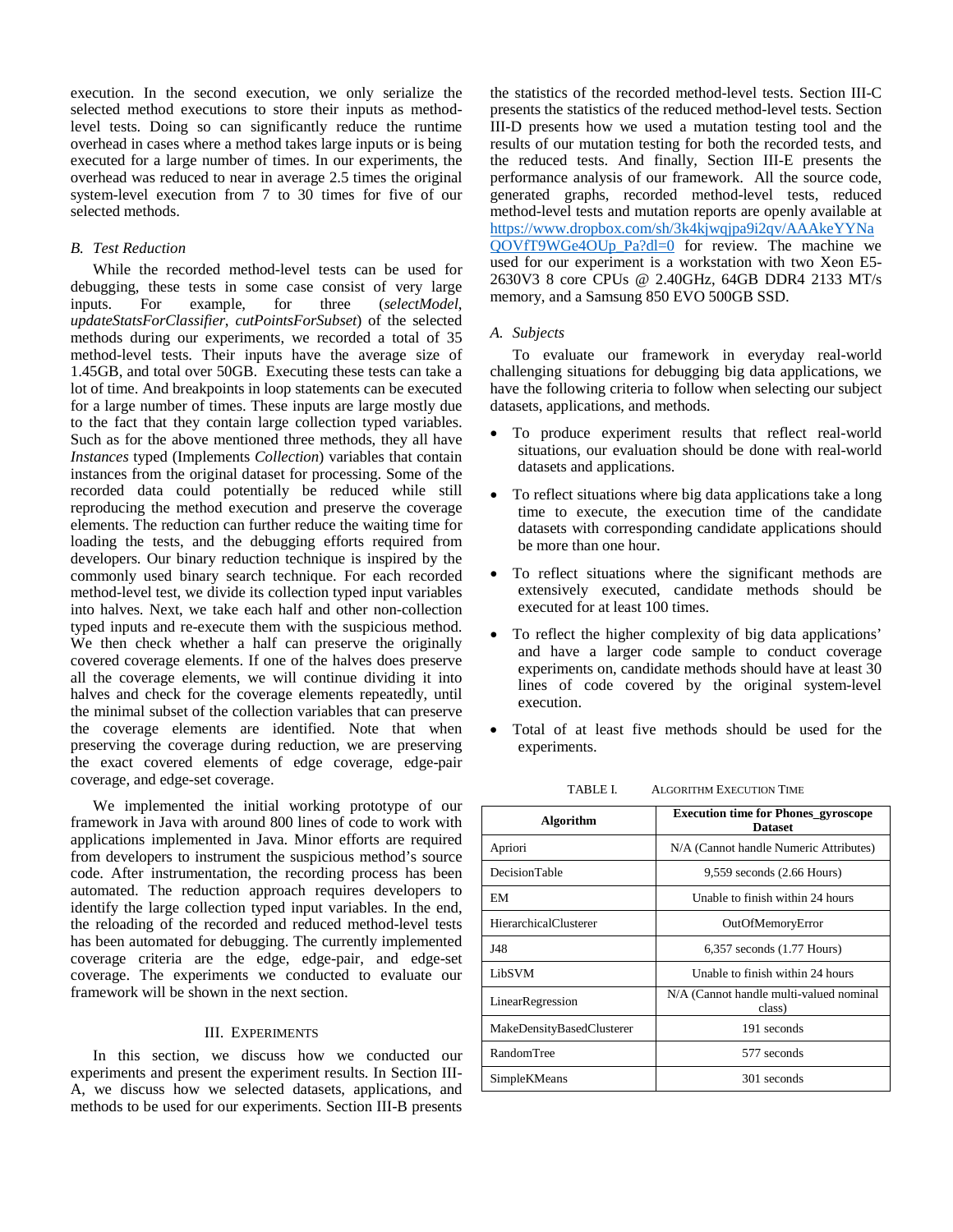execution. In the second execution, we only serialize the selected method executions to store their inputs as method-level tests. Doing so can significantly reduce the runtime overhead in cases where a method takes large inputs or is being executed for a large number of times. In our experiments, the overhead was reduced to near in average 2.5 times the original system-level execution from 7 to 30 times for five of our selected methods.

### *B. Test Reduction*

While the recorded method-level tests can be used for debugging, these tests in some case consist of very large inputs. For example, for three (*selectModel*, *updateStatsForClassifier*, *cutPointsForSubset*) of the selected methods during our experiments, we recorded a total of 35 method-level tests. Their inputs have the average size of 1.45GB, and total over 50GB. Executing these tests can take a lot of time. And breakpoints in loop statements can be executed for a large number of times. These inputs are large mostly due to the fact that they contain large collection typed variables. Such as for the above mentioned three methods, they all have *Instances* typed (Implements *Collection*) variables that contain instances from the original dataset for processing. Some of the recorded data could potentially be reduced while still reproducing the method execution and preserve the coverage elements. The reduction can further reduce the waiting time for loading the tests, and the debugging efforts required from developers. Our binary reduction technique is inspired by the commonly used binary search technique. For each recorded method-level test, we divide its collection typed input variables into halves. Next, we take each half and other non-collection typed inputs and re-execute them with the suspicious method. We then check whether a half can preserve the originally covered coverage elements. If one of the halves does preserve all the coverage elements, we will continue dividing it into halves and check for the coverage elements repeatedly, until the minimal subset of the collection variables that can preserve the coverage elements are identified. Note that when preserving the coverage during reduction, we are preserving the exact covered elements of edge coverage, edge-pair coverage, and edge-set coverage.

We implemented the initial working prototype of our framework in Java with around 800 lines of code to work with applications implemented in Java. Minor efforts are required from developers to instrument the suspicious method's source code. After instrumentation, the recording process has been automated. The reduction approach requires developers to identify the large collection typed input variables. In the end, the reloading of the recorded and reduced method-level tests has been automated for debugging. The currently implemented coverage criteria are the edge, edge-pair, and edge-set coverage. The experiments we conducted to evaluate our framework will be shown in the next section.

## III. Experiments

In this section, we discuss how we conducted our experiments and present the experiment results. In Section III-A, we discuss how we selected datasets, applications, and methods to be used for our experiments. Section III-B presents the statistics of the recorded method-level tests. Section III-C presents the statistics of the reduced method-level tests. Section III-D presents how we used a mutation testing tool and the results of our mutation testing for both the recorded tests, and the reduced tests. And finally, Section III-E presents the performance analysis of our framework. All the source code, generated graphs, recorded method-level tests, reduced method-level tests and mutation reports are openly available at https://www.dropbox.com/sh/3k4kjwqjpa9i2qv/AAAkeYYNaQOVfT9WGe4OUp_Pa?dl=0 for review. The machine we used for our experiment is a workstation with two Xeon E5-2630V3 8 core CPUs @ 2.40GHz, 64GB DDR4 2133 MT/s memory, and a Samsung 850 EVO 500GB SSD.

### *A. Subjects*

To evaluate our framework in everyday real-world challenging situations for debugging big data applications, we have the following criteria to follow when selecting our subject datasets, applications, and methods.

- To produce experiment results that reflect real-world situations, our evaluation should be done with real-world datasets and applications.
- To reflect situations where big data applications take a long time to execute, the execution time of the candidate datasets with corresponding candidate applications should be more than one hour.
- To reflect situations where the significant methods are extensively executed, candidate methods should be executed for at least 100 times.
- To reflect the higher complexity of big data applications' and have a larger code sample to conduct coverage experiments on, candidate methods should have at least 30 lines of code covered by the original system-level execution.
- Total of at least five methods should be used for the experiments.

TABLE I. Algorithm Execution Time

| Algorithm | Execution time for Phones_gyroscope Dataset |
|---|---|
| Apriori | N/A (Cannot handle Numeric Attributes) |
| DecisionTable | 9,559 seconds (2.66 Hours) |
| EM | Unable to finish within 24 hours |
| HierarchicalClusterer | OutOfMemoryError |
| J48 | 6,357 seconds (1.77 Hours) |
| LibSVM | Unable to finish within 24 hours |
| LinearRegression | N/A (Cannot handle multi-valued nominal class) |
| MakeDensityBasedClusterer | 191 seconds |
| RandomTree | 577 seconds |
| SimpleKMeans | 301 seconds |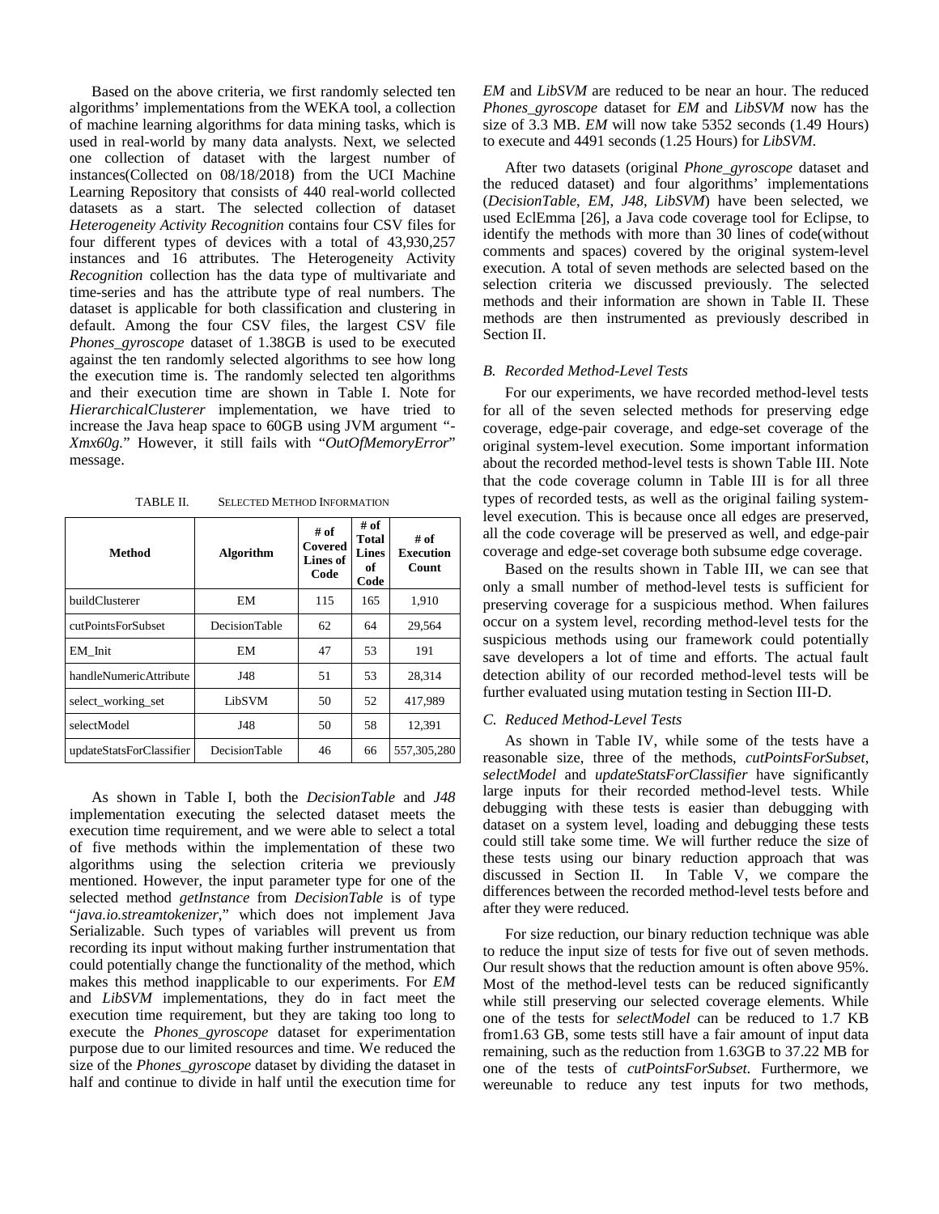Based on the above criteria, we first randomly selected ten algorithms' implementations from the WEKA tool, a collection of machine learning algorithms for data mining tasks, which is used in real-world by many data analysts. Next, we selected one collection of dataset with the largest number of instances(Collected on 08/18/2018) from the UCI Machine Learning Repository that consists of 440 real-world collected datasets as a start. The selected collection of dataset *Heterogeneity Activity Recognition* contains four CSV files for four different types of devices with a total of 43,930,257 instances and 16 attributes. The Heterogeneity Activity *Recognition* collection has the data type of multivariate and time-series and has the attribute type of real numbers. The dataset is applicable for both classification and clustering in default. Among the four CSV files, the largest CSV file *Phones_gyroscope* dataset of 1.38GB is used to be executed against the ten randomly selected algorithms to see how long the execution time is. The randomly selected ten algorithms and their execution time are shown in Table I. Note for *HierarchicalClusterer* implementation, we have tried to increase the Java heap space to 60GB using JVM argument "*-Xmx60g*." However, it still fails with "*OutOfMemoryError*" message.

TABLE II. SELECTED METHOD INFORMATION

| Method | Algorithm | # of Covered Lines of Code | # of Total Lines of Code | # of Execution Count |
|---|---|---|---|---|
| buildClusterer | EM | 115 | 165 | 1,910 |
| cutPointsForSubset | DecisionTable | 62 | 64 | 29,564 |
| EM_Init | EM | 47 | 53 | 191 |
| handleNumericAttribute | J48 | 51 | 53 | 28,314 |
| select_working_set | LibSVM | 50 | 52 | 417,989 |
| selectModel | J48 | 50 | 58 | 12,391 |
| updateStatsForClassifier | DecisionTable | 46 | 66 | 557,305,280 |

As shown in Table I, both the *DecisionTable* and *J48* implementation executing the selected dataset meets the execution time requirement, and we were able to select a total of five methods within the implementation of these two algorithms using the selection criteria we previously mentioned. However, the input parameter type for one of the selected method *getInstance* from *DecisionTable* is of type "*java.io.streamtokenizer*," which does not implement Java Serializable. Such types of variables will prevent us from recording its input without making further instrumentation that could potentially change the functionality of the method, which makes this method inapplicable to our experiments. For *EM* and *LibSVM* implementations, they do in fact meet the execution time requirement, but they are taking too long to execute the *Phones_gyroscope* dataset for experimentation purpose due to our limited resources and time. We reduced the size of the *Phones_gyroscope* dataset by dividing the dataset in half and continue to divide in half until the execution time for *EM* and *LibSVM* are reduced to be near an hour. The reduced *Phones_gyroscope* dataset for *EM* and *LibSVM* now has the size of 3.3 MB. *EM* will now take 5352 seconds (1.49 Hours) to execute and 4491 seconds (1.25 Hours) for *LibSVM*.

After two datasets (original *Phone_gyroscope* dataset and the reduced dataset) and four algorithms' implementations (*DecisionTable*, *EM*, *J48*, *LibSVM*) have been selected, we used EclEmma [26], a Java code coverage tool for Eclipse, to identify the methods with more than 30 lines of code(without comments and spaces) covered by the original system-level execution. A total of seven methods are selected based on the selection criteria we discussed previously. The selected methods and their information are shown in Table II. These methods are then instrumented as previously described in Section II.

### *B. Recorded Method-Level Tests*

For our experiments, we have recorded method-level tests for all of the seven selected methods for preserving edge coverage, edge-pair coverage, and edge-set coverage of the original system-level execution. Some important information about the recorded method-level tests is shown Table III. Note that the code coverage column in Table III is for all three types of recorded tests, as well as the original failing system-level execution. This is because once all edges are preserved, all the code coverage will be preserved as well, and edge-pair coverage and edge-set coverage both subsume edge coverage.

Based on the results shown in Table III, we can see that only a small number of method-level tests is sufficient for preserving coverage for a suspicious method. When failures occur on a system level, recording method-level tests for the suspicious methods using our framework could potentially save developers a lot of time and efforts. The actual fault detection ability of our recorded method-level tests will be further evaluated using mutation testing in Section III-D.

### *C. Reduced Method-Level Tests*

As shown in Table IV, while some of the tests have a reasonable size, three of the methods, *cutPointsForSubset*, *selectModel* and *updateStatsForClassifier* have significantly large inputs for their recorded method-level tests. While debugging with these tests is easier than debugging with dataset on a system level, loading and debugging these tests could still take some time. We will further reduce the size of these tests using our binary reduction approach that was discussed in Section II. In Table V, we compare the differences between the recorded method-level tests before and after they were reduced.

For size reduction, our binary reduction technique was able to reduce the input size of tests for five out of seven methods. Our result shows that the reduction amount is often above 95%. Most of the method-level tests can be reduced significantly while still preserving our selected coverage elements. While one of the tests for *selectModel* can be reduced to 1.7 KB from1.63 GB, some tests still have a fair amount of input data remaining, such as the reduction from 1.63GB to 37.22 MB for one of the tests of *cutPointsForSubset*. Furthermore, we wereunable to reduce any test inputs for two methods,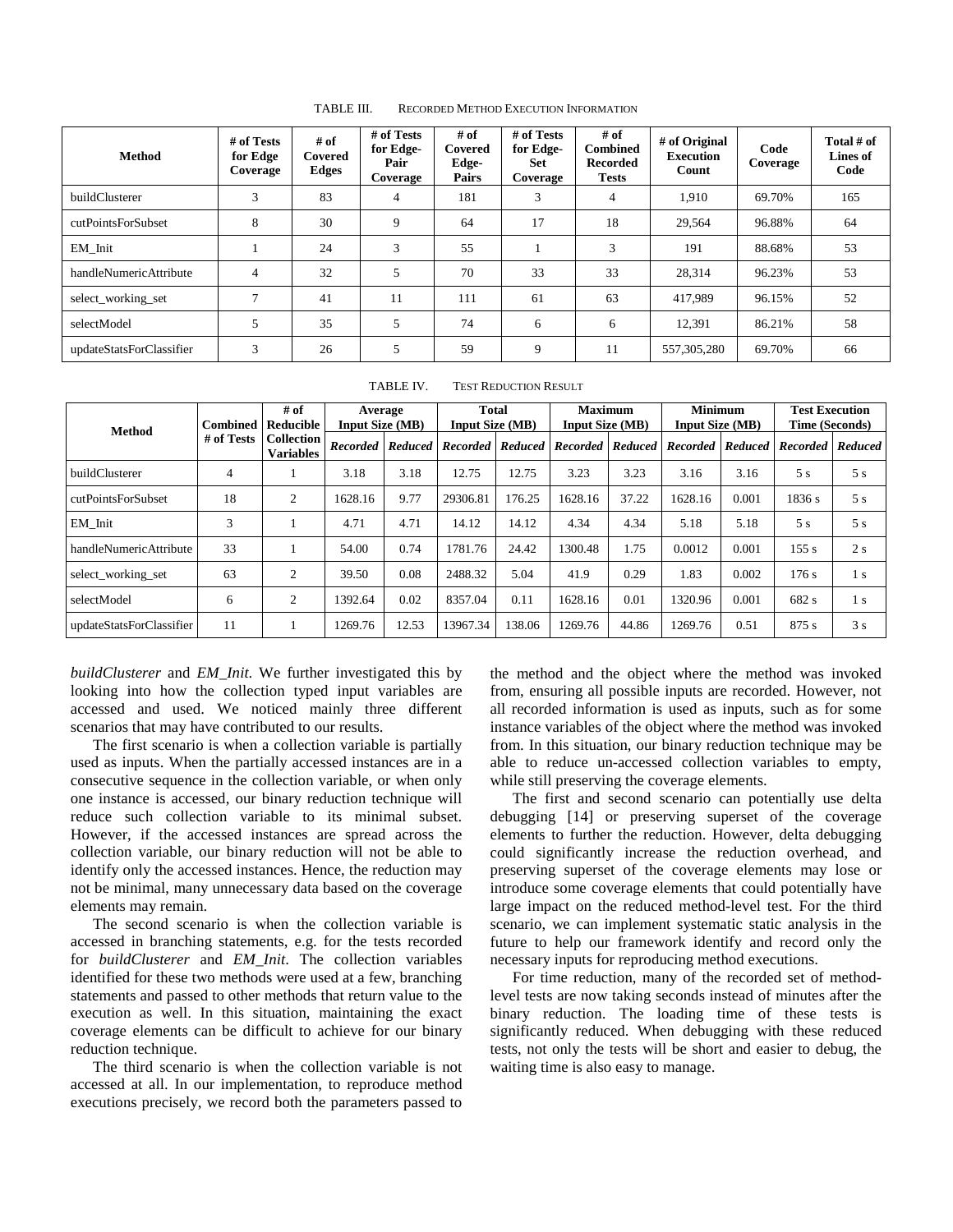TABLE III. RECORDED METHOD EXECUTION INFORMATION

| Method | # of Tests for Edge Coverage | # of Covered Edges | # of Tests for Edge-Pair Coverage | # of Covered Edge-Pairs | # of Tests for Edge-Set Coverage | # of Combined Recorded Tests | # of Original Execution Count | Code Coverage | Total # of Lines of Code |
|---|---|---|---|---|---|---|---|---|---|
| buildClusterer | 3 | 83 | 4 | 181 | 3 | 4 | 1,910 | 69.70% | 165 |
| cutPointsForSubset | 8 | 30 | 9 | 64 | 17 | 18 | 29,564 | 96.88% | 64 |
| EM_Init | 1 | 24 | 3 | 55 | 1 | 3 | 191 | 88.68% | 53 |
| handleNumericAttribute | 4 | 32 | 5 | 70 | 33 | 33 | 28,314 | 96.23% | 53 |
| select_working_set | 7 | 41 | 11 | 111 | 61 | 63 | 417,989 | 96.15% | 52 |
| selectModel | 5 | 35 | 5 | 74 | 6 | 6 | 12,391 | 86.21% | 58 |
| updateStatsForClassifier | 3 | 26 | 5 | 59 | 9 | 11 | 557,305,280 | 69.70% | 66 |

TABLE IV. TEST REDUCTION RESULT

| Method | Combined # of Tests | # of Reducible Collection Variables | Average Input Size (MB) | | Total Input Size (MB) | | Maximum Input Size (MB) | | Minimum Input Size (MB) | | Test Execution Time (Seconds) | |
|---|---|---|---|---|---|---|---|---|---|---|---|---|
| | | | *Recorded* | *Reduced* | *Recorded* | *Reduced* | *Recorded* | *Reduced* | *Recorded* | *Reduced* | *Recorded* | *Reduced* |
| buildClusterer | 4 | 1 | 3.18 | 3.18 | 12.75 | 12.75 | 3.23 | 3.23 | 3.16 | 3.16 | 5 s | 5 s |
| cutPointsForSubset | 18 | 2 | 1628.16 | 9.77 | 29306.81 | 176.25 | 1628.16 | 37.22 | 1628.16 | 0.001 | 1836 s | 5 s |
| EM_Init | 3 | 1 | 4.71 | 4.71 | 14.12 | 14.12 | 4.34 | 4.34 | 5.18 | 5.18 | 5 s | 5 s |
| handleNumericAttribute | 33 | 1 | 54.00 | 0.74 | 1781.76 | 24.42 | 1300.48 | 1.75 | 0.0012 | 0.001 | 155 s | 2 s |
| select_working_set | 63 | 2 | 39.50 | 0.08 | 2488.32 | 5.04 | 41.9 | 0.29 | 1.83 | 0.002 | 176 s | 1 s |
| selectModel | 6 | 2 | 1392.64 | 0.02 | 8357.04 | 0.11 | 1628.16 | 0.01 | 1320.96 | 0.001 | 682 s | 1 s |
| updateStatsForClassifier | 11 | 1 | 1269.76 | 12.53 | 13967.34 | 138.06 | 1269.76 | 44.86 | 1269.76 | 0.51 | 875 s | 3 s |

*buildClusterer* and *EM_Init*. We further investigated this by looking into how the collection typed input variables are accessed and used. We noticed mainly three different scenarios that may have contributed to our results.

The first scenario is when a collection variable is partially used as inputs. When the partially accessed instances are in a consecutive sequence in the collection variable, or when only one instance is accessed, our binary reduction technique will reduce such collection variable to its minimal subset. However, if the accessed instances are spread across the collection variable, our binary reduction will not be able to identify only the accessed instances. Hence, the reduction may not be minimal, many unnecessary data based on the coverage elements may remain.

The second scenario is when the collection variable is accessed in branching statements, e.g. for the tests recorded for *buildClusterer* and *EM_Init*. The collection variables identified for these two methods were used at a few, branching statements and passed to other methods that return value to the execution as well. In this situation, maintaining the exact coverage elements can be difficult to achieve for our binary reduction technique.

The third scenario is when the collection variable is not accessed at all. In our implementation, to reproduce method executions precisely, we record both the parameters passed to the method and the object where the method was invoked from, ensuring all possible inputs are recorded. However, not all recorded information is used as inputs, such as for some instance variables of the object where the method was invoked from. In this situation, our binary reduction technique may be able to reduce un-accessed collection variables to empty, while still preserving the coverage elements.

The first and second scenario can potentially use delta debugging [14] or preserving superset of the coverage elements to further the reduction. However, delta debugging could significantly increase the reduction overhead, and preserving superset of the coverage elements may lose or introduce some coverage elements that could potentially have large impact on the reduced method-level test. For the third scenario, we can implement systematic static analysis in the future to help our framework identify and record only the necessary inputs for reproducing method executions.

For time reduction, many of the recorded set of method-level tests are now taking seconds instead of minutes after the binary reduction. The loading time of these tests is significantly reduced. When debugging with these reduced tests, not only the tests will be short and easier to debug, the waiting time is also easy to manage.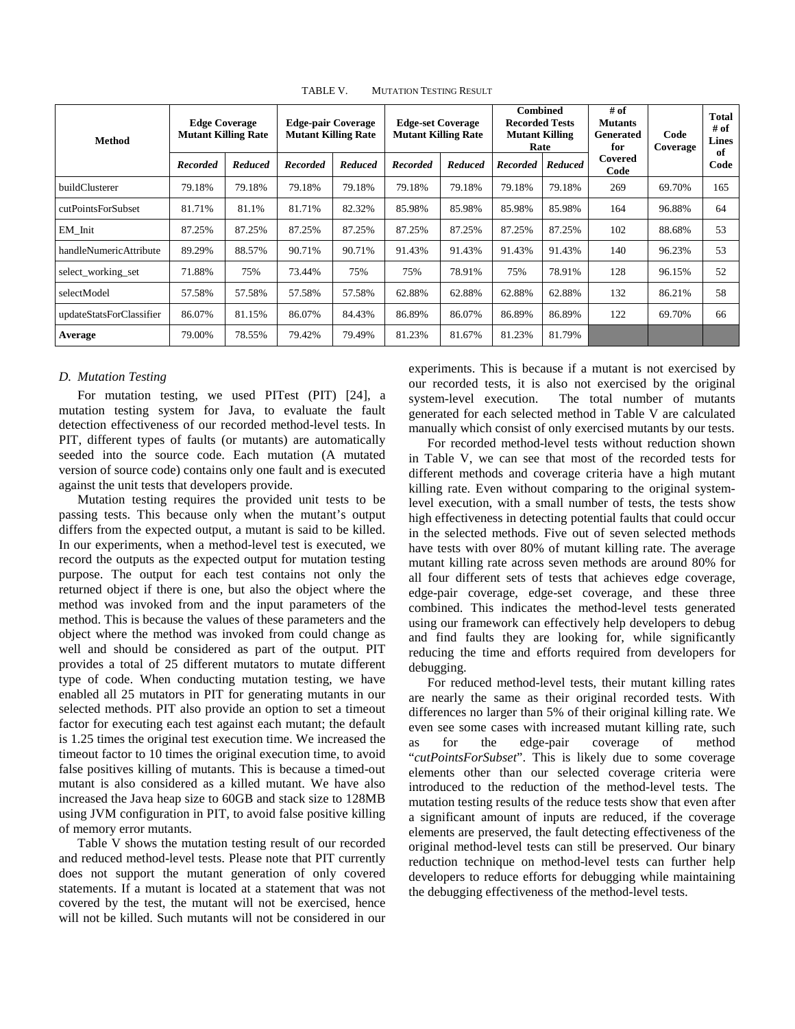TABLE V. MUTATION TESTING RESULT

| Method | Edge Coverage Mutant Killing Rate | | Edge-pair Coverage Mutant Killing Rate | | Edge-set Coverage Mutant Killing Rate | | Combined Recorded Tests Mutant Killing Rate | | # of Mutants Generated for Covered Code | Code Coverage | Total # of Lines of Code |
|---|---|---|---|---|---|---|---|---|---|---|---|
| | *Recorded* | *Reduced* | *Recorded* | *Reduced* | *Recorded* | *Reduced* | *Recorded* | *Reduced* | | | |
| buildClusterer | 79.18% | 79.18% | 79.18% | 79.18% | 79.18% | 79.18% | 79.18% | 79.18% | 269 | 69.70% | 165 |
| cutPointsForSubset | 81.71% | 81.1% | 81.71% | 82.32% | 85.98% | 85.98% | 85.98% | 85.98% | 164 | 96.88% | 64 |
| EM_Init | 87.25% | 87.25% | 87.25% | 87.25% | 87.25% | 87.25% | 87.25% | 87.25% | 102 | 88.68% | 53 |
| handleNumericAttribute | 89.29% | 88.57% | 90.71% | 90.71% | 91.43% | 91.43% | 91.43% | 91.43% | 140 | 96.23% | 53 |
| select_working_set | 71.88% | 75% | 73.44% | 75% | 75% | 78.91% | 75% | 78.91% | 128 | 96.15% | 52 |
| selectModel | 57.58% | 57.58% | 57.58% | 57.58% | 62.88% | 62.88% | 62.88% | 62.88% | 132 | 86.21% | 58 |
| updateStatsForClassifier | 86.07% | 81.15% | 86.07% | 84.43% | 86.89% | 86.07% | 86.89% | 86.89% | 122 | 69.70% | 66 |
| **Average** | 79.00% | 78.55% | 79.42% | 79.49% | 81.23% | 81.67% | 81.23% | 81.79% | | | |

### *D. Mutation Testing*

For mutation testing, we used PITest (PIT) [24], a mutation testing system for Java, to evaluate the fault detection effectiveness of our recorded method-level tests. In PIT, different types of faults (or mutants) are automatically seeded into the source code. Each mutation (A mutated version of source code) contains only one fault and is executed against the unit tests that developers provide.

Mutation testing requires the provided unit tests to be passing tests. This because only when the mutant's output differs from the expected output, a mutant is said to be killed. In our experiments, when a method-level test is executed, we record the outputs as the expected output for mutation testing purpose. The output for each test contains not only the returned object if there is one, but also the object where the method was invoked from and the input parameters of the method. This is because the values of these parameters and the object where the method was invoked from could change as well and should be considered as part of the output. PIT provides a total of 25 different mutators to mutate different type of code. When conducting mutation testing, we have enabled all 25 mutators in PIT for generating mutants in our selected methods. PIT also provide an option to set a timeout factor for executing each test against each mutant; the default is 1.25 times the original test execution time. We increased the timeout factor to 10 times the original execution time, to avoid false positives killing of mutants. This is because a timed-out mutant is also considered as a killed mutant. We have also increased the Java heap size to 60GB and stack size to 128MB using JVM configuration in PIT, to avoid false positive killing of memory error mutants.

Table V shows the mutation testing result of our recorded and reduced method-level tests. Please note that PIT currently does not support the mutant generation of only covered statements. If a mutant is located at a statement that was not covered by the test, the mutant will not be exercised, hence will not be killed. Such mutants will not be considered in our experiments. This is because if a mutant is not exercised by our recorded tests, it is also not exercised by the original system-level execution. The total number of mutants generated for each selected method in Table V are calculated manually which consist of only exercised mutants by our tests.

For recorded method-level tests without reduction shown in Table V, we can see that most of the recorded tests for different methods and coverage criteria have a high mutant killing rate. Even without comparing to the original system-level execution, with a small number of tests, the tests show high effectiveness in detecting potential faults that could occur in the selected methods. Five out of seven selected methods have tests with over 80% of mutant killing rate. The average mutant killing rate across seven methods are around 80% for all four different sets of tests that achieves edge coverage, edge-pair coverage, edge-set coverage, and these three combined. This indicates the method-level tests generated using our framework can effectively help developers to debug and find faults they are looking for, while significantly reducing the time and efforts required from developers for debugging.

For reduced method-level tests, their mutant killing rates are nearly the same as their original recorded tests. With differences no larger than 5% of their original killing rate. We even see some cases with increased mutant killing rate, such as for the edge-pair coverage of method "*cutPointsForSubset*". This is likely due to some coverage elements other than our selected coverage criteria were introduced to the reduction of the method-level tests. The mutation testing results of the reduce tests show that even after a significant amount of inputs are reduced, if the coverage elements are preserved, the fault detecting effectiveness of the original method-level tests can still be preserved. Our binary reduction technique on method-level tests can further help developers to reduce efforts for debugging while maintaining the debugging effectiveness of the method-level tests.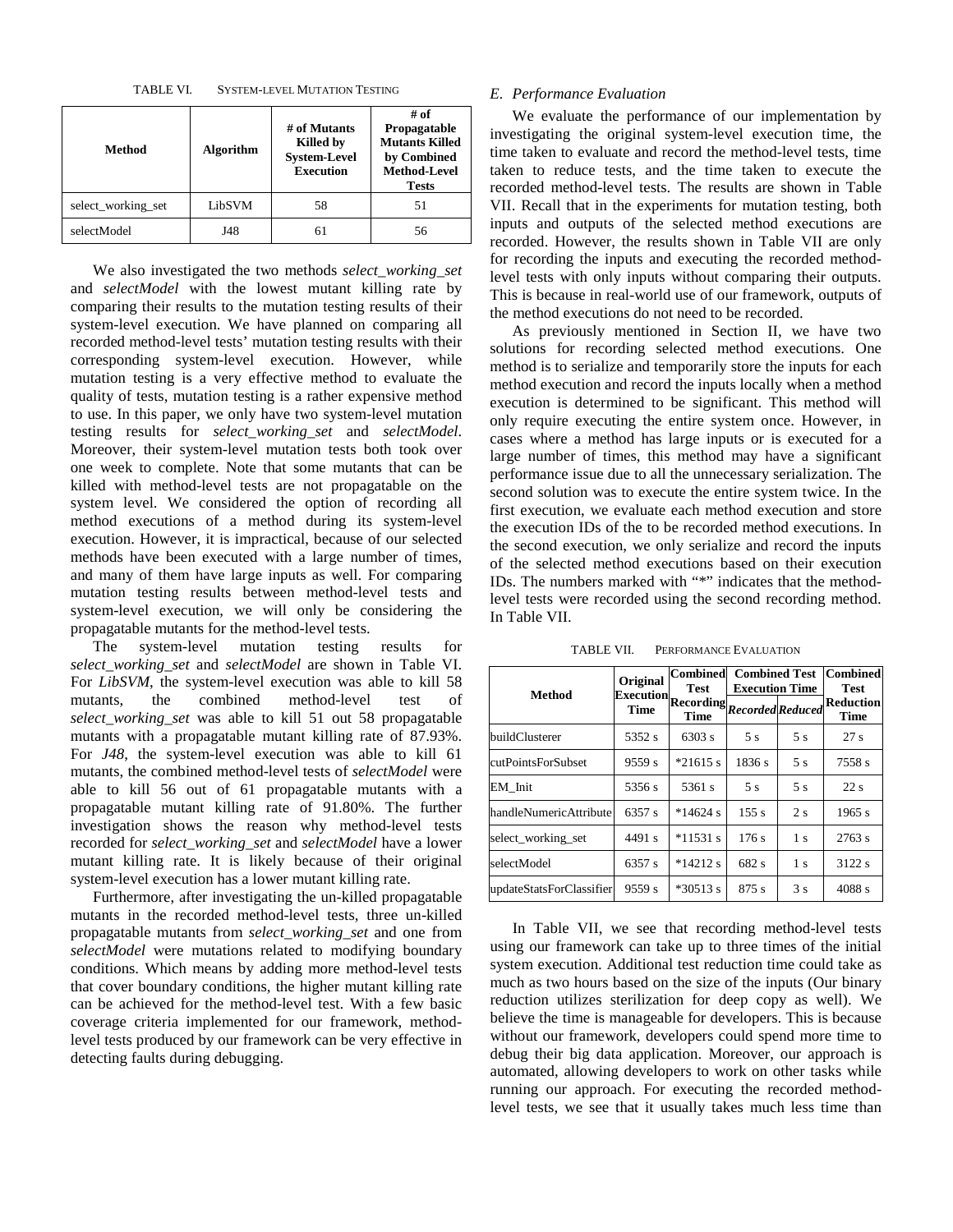TABLE VI. SYSTEM-LEVEL MUTATION TESTING

| Method | Algorithm | # of Mutants Killed by System-Level Execution | # of Propagatable Mutants Killed by Combined Method-Level Tests |
|---|---|---|---|
| select_working_set | LibSVM | 58 | 51 |
| selectModel | J48 | 61 | 56 |

We also investigated the two methods *select_working_set* and *selectModel* with the lowest mutant killing rate by comparing their results to the mutation testing results of their system-level execution. We have planned on comparing all recorded method-level tests' mutation testing results with their corresponding system-level execution. However, while mutation testing is a very effective method to evaluate the quality of tests, mutation testing is a rather expensive method to use. In this paper, we only have two system-level mutation testing results for *select_working_set* and *selectModel*. Moreover, their system-level mutation tests both took over one week to complete. Note that some mutants that can be killed with method-level tests are not propagatable on the system level. We considered the option of recording all method executions of a method during its system-level execution. However, it is impractical, because of our selected methods have been executed with a large number of times, and many of them have large inputs as well. For comparing mutation testing results between method-level tests and system-level execution, we will only be considering the propagatable mutants for the method-level tests.

The system-level mutation testing results for *select_working_set* and *selectModel* are shown in Table VI. For *LibSVM*, the system-level execution was able to kill 58 mutants, the combined method-level test of *select_working_set* was able to kill 51 out of 58 propagatable mutants with a propagatable mutant killing rate of 87.93%. For *J48*, the system-level execution was able to kill 61 mutants, the combined method-level tests of *selectModel* were able to kill 56 out of 61 propagatable mutants with a propagatable mutant killing rate of 91.80%. The further investigation shows the reason why method-level tests recorded for *select_working_set* and *selectModel* have a lower mutant killing rate. It is likely because of their original system-level execution has a lower mutant killing rate.

Furthermore, after investigating the un-killed propagatable mutants in the recorded method-level tests, three un-killed propagatable mutants from *select_working_set* and one from *selectModel* were mutations related to modifying boundary conditions. Which means by adding more method-level tests that cover boundary conditions, the higher mutant killing rate can be achieved for the method-level test. With a few basic coverage criteria implemented for our framework, method-level tests produced by our framework can be very effective in detecting faults during debugging.

## *E. Performance Evaluation*

We evaluate the performance of our implementation by investigating the original system-level execution time, the time taken to evaluate and record the method-level tests, time taken to reduce tests, and the time taken to execute the recorded method-level tests. The results are shown in Table VII. Recall that in the experiments for mutation testing, both inputs and outputs of the selected method executions are recorded. However, the results shown in Table VII are only for recording the inputs and executing the recorded method-level tests with only inputs without comparing their outputs. This is because in real-world use of our framework, outputs of the method executions do not need to be recorded.

As previously mentioned in Section II, we have two solutions for recording selected method executions. One method is to serialize and temporarily store the inputs for each method execution and record the inputs locally when a method execution is determined to be significant. This method will only require executing the entire system once. However, in cases where a method has large inputs or is executed for a large number of times, this method may have a significant performance issue due to all the unnecessary serialization. The second solution was to execute the entire system twice. In the first execution, we evaluate each method execution and store the execution IDs of the to be recorded method executions. In the second execution, we only serialize and record the inputs of the selected method executions based on their execution IDs. The numbers marked with "*" indicates that the method-level tests were recorded using the second recording method. In Table VII.

TABLE VII. PERFORMANCE EVALUATION

| Method | Original Execution Time | Combined Test Recording Time | Combined Test Execution Time | | Combined Test Reduction Time |
|---|---|---|---|---|---|
| | | | *Recorded* | *Reduced* | |
| buildClusterer | 5352 s | 6303 s | 5 s | 5 s | 27 s |
| cutPointsForSubset | 9559 s | *21615 s | 1836 s | 5 s | 7558 s |
| EM_Init | 5356 s | 5361 s | 5 s | 5 s | 22 s |
| handleNumericAttribute | 6357 s | *14624 s | 155 s | 2 s | 1965 s |
| select_working_set | 4491 s | *11531 s | 176 s | 1 s | 2763 s |
| selectModel | 6357 s | *14212 s | 682 s | 1 s | 3122 s |
| updateStatsForClassifier | 9559 s | *30513 s | 875 s | 3 s | 4088 s |

In Table VII, we see that recording method-level tests using our framework can take up to three times of the initial system execution. Additional test reduction time could take as much as two hours based on the size of the inputs (Our binary reduction utilizes sterilization for deep copy as well). We believe the time is manageable for developers. This is because without our framework, developers could spend more time to debug their big data application. Moreover, our approach is automated, allowing developers to work on other tasks while running our approach. For executing the recorded method-level tests, we see that it usually takes much less time than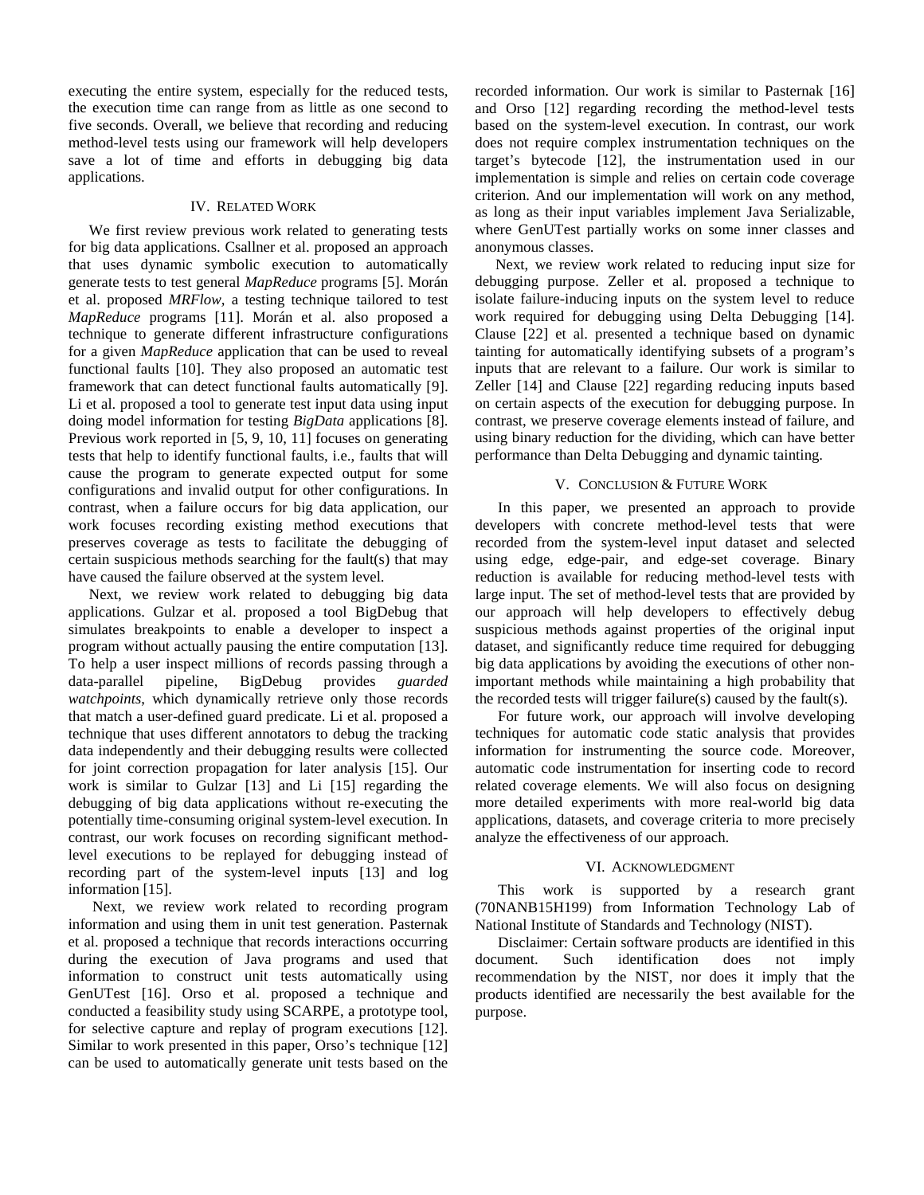executing the entire system, especially for the reduced tests, the execution time can range from as little as one second to five seconds. Overall, we believe that recording and reducing method-level tests using our framework will help developers save a lot of time and efforts in debugging big data applications.

## IV. Related Work

We first review previous work related to generating tests for big data applications. Csallner et al. proposed an approach that uses dynamic symbolic execution to automatically generate tests to test general *MapReduce* programs [5]. Morán et al. proposed *MRFlow*, a testing technique tailored to test *MapReduce* programs [11]. Morán et al. also proposed a technique to generate different infrastructure configurations for a given *MapReduce* application that can be used to reveal functional faults [10]. They also proposed an automatic test framework that can detect functional faults automatically [9]. Li et al. proposed a tool to generate test input data using input doing model information for testing *BigData* applications [8]. Previous work reported in [5, 9, 10, 11] focuses on generating tests that help to identify functional faults, i.e., faults that will cause the program to generate expected output for some configurations and invalid output for other configurations. In contrast, when a failure occurs for big data application, our work focuses recording existing method executions that preserves coverage as tests to facilitate the debugging of certain suspicious methods searching for the fault(s) that may have caused the failure observed at the system level.

Next, we review work related to debugging big data applications. Gulzar et al. proposed a tool BigDebug that simulates breakpoints to enable a developer to inspect a program without actually pausing the entire computation [13]. To help a user inspect millions of records passing through a data-parallel pipeline, BigDebug provides *guarded watchpoints*, which dynamically retrieve only those records that match a user-defined guard predicate. Li et al. proposed a technique that uses different annotators to debug the tracking data independently and their debugging results were collected for joint correction propagation for later analysis [15]. Our work is similar to Gulzar [13] and Li [15] regarding the debugging of big data applications without re-executing the potentially time-consuming original system-level execution. In contrast, our work focuses on recording significant method-level executions to be replayed for debugging instead of recording part of the system-level inputs [13] and log information [15].

Next, we review work related to recording program information and using them in unit test generation. Pasternak et al. proposed a technique that records interactions occurring during the execution of Java programs and used that information to construct unit tests automatically using GenUTest [16]. Orso et al. proposed a technique and conducted a feasibility study using SCARPE, a prototype tool, for selective capture and replay of program executions [12]. Similar to work presented in this paper, Orso's technique [12] can be used to automatically generate unit tests based on the recorded information. Our work is similar to Pasternak [16] and Orso [12] regarding recording the method-level tests based on the system-level execution. In contrast, our work does not require complex instrumentation techniques on the target's bytecode [12], the instrumentation used in our implementation is simple and relies on certain code coverage criterion. And our implementation will work on any method, as long as their input variables implement Java Serializable, where GenUTest partially works on some inner classes and anonymous classes.

Next, we review work related to reducing input size for debugging purpose. Zeller et al. proposed a technique to isolate failure-inducing inputs on the system level to reduce work required for debugging using Delta Debugging [14]. Clause [22] et al. presented a technique based on dynamic tainting for automatically identifying subsets of a program's inputs that are relevant to a failure. Our work is similar to Zeller [14] and Clause [22] regarding reducing inputs based on certain aspects of the execution for debugging purpose. In contrast, we preserve coverage elements instead of failure, and using binary reduction for the dividing, which can have better performance than Delta Debugging and dynamic tainting.

## V. Conclusion & Future Work

In this paper, we presented an approach to provide developers with concrete method-level tests that were recorded from the system-level input dataset and selected using edge, edge-pair, and edge-set coverage. Binary reduction is available for reducing method-level tests with large input. The set of method-level tests that are provided by our approach will help developers to effectively debug suspicious methods against properties of the original input dataset, and significantly reduce time required for debugging big data applications by avoiding the executions of other non-important methods while maintaining a high probability that the recorded tests will trigger failure(s) caused by the fault(s).

For future work, our approach will involve developing techniques for automatic code static analysis that provides information for instrumenting the source code. Moreover, automatic code instrumentation for inserting code to record related coverage elements. We will also focus on designing more detailed experiments with more real-world big data applications, datasets, and coverage criteria to more precisely analyze the effectiveness of our approach.

## VI. Acknowledgment

This work is supported by a research grant (70NANB15H199) from Information Technology Lab of National Institute of Standards and Technology (NIST).

Disclaimer: Certain software products are identified in this document. Such identification does not imply recommendation by the NIST, nor does it imply that the products identified are necessarily the best available for the purpose.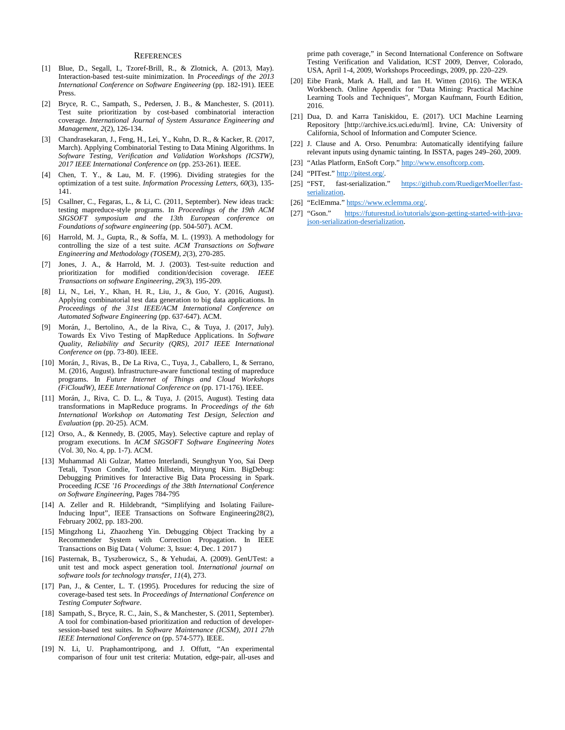## REFERENCES

[1] Blue, D., Segall, I., Tzoref-Brill, R., & Zlotnick, A. (2013, May). Interaction-based test-suite minimization. In *Proceedings of the 2013 International Conference on Software Engineering* (pp. 182-191). IEEE Press.

[2] Bryce, R. C., Sampath, S., Pedersen, J. B., & Manchester, S. (2011). Test suite prioritization by cost-based combinatorial interaction coverage. *International Journal of System Assurance Engineering and Management*, *2*(2), 126-134.

[3] Chandrasekaran, J., Feng, H., Lei, Y., Kuhn, D. R., & Kacker, R. (2017, March). Applying Combinatorial Testing to Data Mining Algorithms. In *Software Testing, Verification and Validation Workshops (ICSTW), 2017 IEEE International Conference on* (pp. 253-261). IEEE.

[4] Chen, T. Y., & Lau, M. F. (1996). Dividing strategies for the optimization of a test suite. *Information Processing Letters*, *60*(3), 135-141.

[5] Csallner, C., Fegaras, L., & Li, C. (2011, September). New ideas track: testing mapreduce-style programs. In *Proceedings of the 19th ACM SIGSOFT symposium and the 13th European conference on Foundations of software engineering* (pp. 504-507). ACM.

[6] Harrold, M. J., Gupta, R., & Soffa, M. L. (1993). A methodology for controlling the size of a test suite. *ACM Transactions on Software Engineering and Methodology (TOSEM)*, *2*(3), 270-285.

[7] Jones, J. A., & Harrold, M. J. (2003). Test-suite reduction and prioritization for modified condition/decision coverage. *IEEE Transactions on software Engineering*, *29*(3), 195-209.

[8] Li, N., Lei, Y., Khan, H. R., Liu, J., & Guo, Y. (2016, August). Applying combinatorial test data generation to big data applications. In *Proceedings of the 31st IEEE/ACM International Conference on Automated Software Engineering* (pp. 637-647). ACM.

[9] Morán, J., Bertolino, A., de la Riva, C., & Tuya, J. (2017, July). Towards Ex Vivo Testing of MapReduce Applications. In *Software Quality, Reliability and Security (QRS), 2017 IEEE International Conference on* (pp. 73-80). IEEE.

[10] Morán, J., Rivas, B., De La Riva, C., Tuya, J., Caballero, I., & Serrano, M. (2016, August). Infrastructure-aware functional testing of mapreduce programs. In *Future Internet of Things and Cloud Workshops (FiCloudW), IEEE International Conference on* (pp. 171-176). IEEE.

[11] Morán, J., Riva, C. D. L., & Tuya, J. (2015, August). Testing data transformations in MapReduce programs. In *Proceedings of the 6th International Workshop on Automating Test Design, Selection and Evaluation* (pp. 20-25). ACM.

[12] Orso, A., & Kennedy, B. (2005, May). Selective capture and replay of program executions. In *ACM SIGSOFT Software Engineering Notes* (Vol. 30, No. 4, pp. 1-7). ACM.

[13] Muhammad Ali Gulzar, Matteo Interlandi, Seunghyun Yoo, Sai Deep Tetali, Tyson Condie, Todd Millstein, Miryung Kim. BigDebug: Debugging Primitives for Interactive Big Data Processing in Spark. Proceeding *ICSE '16 Proceedings of the 38th International Conference on Software Engineering*, Pages 784-795

[14] A. Zeller and R. Hildebrandt, "Simplifying and Isolating Failure-Inducing Input", IEEE Transactions on Software Engineering28(2), February 2002, pp. 183-200.

[15] Mingzhong Li, Zhaozheng Yin. Debugging Object Tracking by a Recommender System with Correction Propagation. In IEEE Transactions on Big Data ( Volume: 3, Issue: 4, Dec. 1 2017 )

[16] Pasternak, B., Tyszberowicz, S., & Yehudai, A. (2009). GenUTest: a unit test and mock aspect generation tool. *International journal on software tools for technology transfer*, *11*(4), 273.

[17] Pan, J., & Center, L. T. (1995). Procedures for reducing the size of coverage-based test sets. In *Proceedings of International Conference on Testing Computer Software*.

[18] Sampath, S., Bryce, R. C., Jain, S., & Manchester, S. (2011, September). A tool for combination-based prioritization and reduction of developer-session-based test suites. In *Software Maintenance (ICSM), 2011 27th IEEE International Conference on* (pp. 574-577). IEEE.

[19] N. Li, U. Praphamontripong, and J. Offutt, "An experimental comparison of four unit test criteria: Mutation, edge-pair, all-uses and prime path coverage," in Second International Conference on Software Testing Verification and Validation, ICST 2009, Denver, Colorado, USA, April 1-4, 2009, Workshops Proceedings, 2009, pp. 220–229.

[20] Eibe Frank, Mark A. Hall, and Ian H. Witten (2016). The WEKA Workbench. Online Appendix for "Data Mining: Practical Machine Learning Tools and Techniques", Morgan Kaufmann, Fourth Edition, 2016.

[21] Dua, D. and Karra Taniskidou, E. (2017). UCI Machine Learning Repository [http://archive.ics.uci.edu/ml]. Irvine, CA: University of California, School of Information and Computer Science.

[22] J. Clause and A. Orso. Penumbra: Automatically identifying failure relevant inputs using dynamic tainting. In ISSTA, pages 249–260, 2009.

[23] "Atlas Platform, EnSoft Corp." http://www.ensoftcorp.com.

[24] "PITest." http://pitest.org/.

[25] "FST, fast-serialization." https://github.com/RuedigerMoeller/fast-serialization.

[26] "EclEmma." https://www.eclemma.org/.

[27] "Gson." https://futurestud.io/tutorials/gson-getting-started-with-java-json-serialization-deserialization.